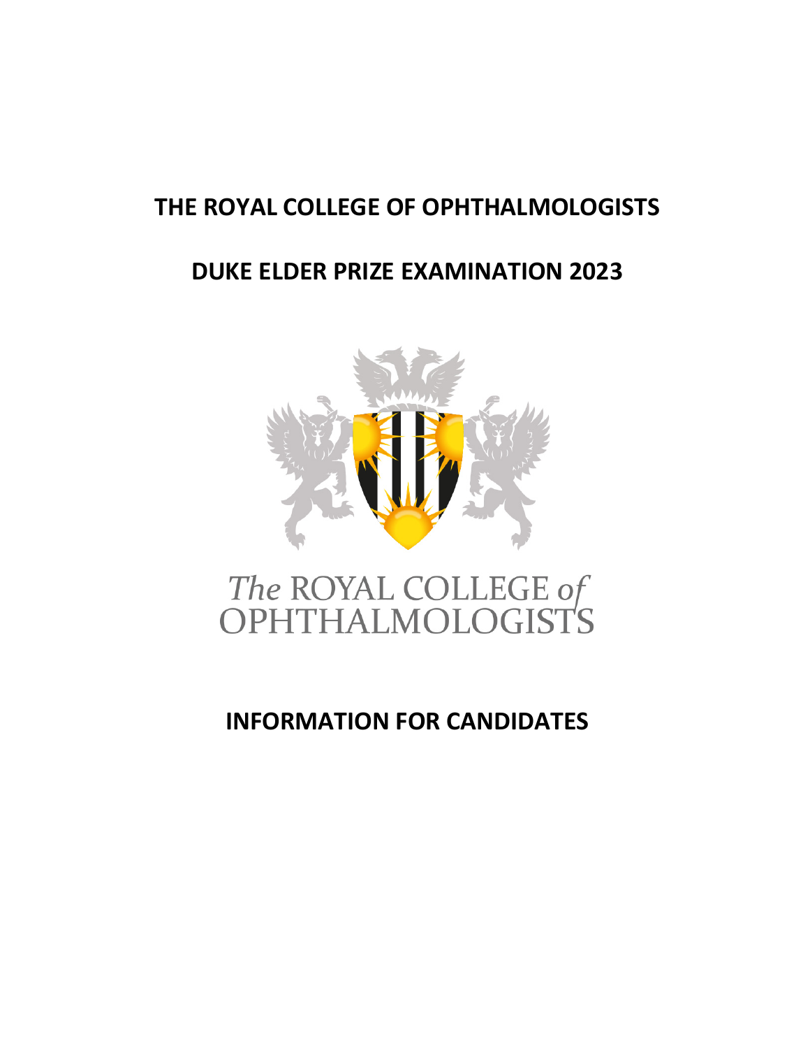# THE ROYAL COLLEGE OF OPHTHALMOLOGISTS

# DUKE ELDER PRIZE EXAMINATION 2023

*The* ROYAL COLLEGE *of* OPHTHALMOLOGISTS

## INFORMATION FOR CANDIDATES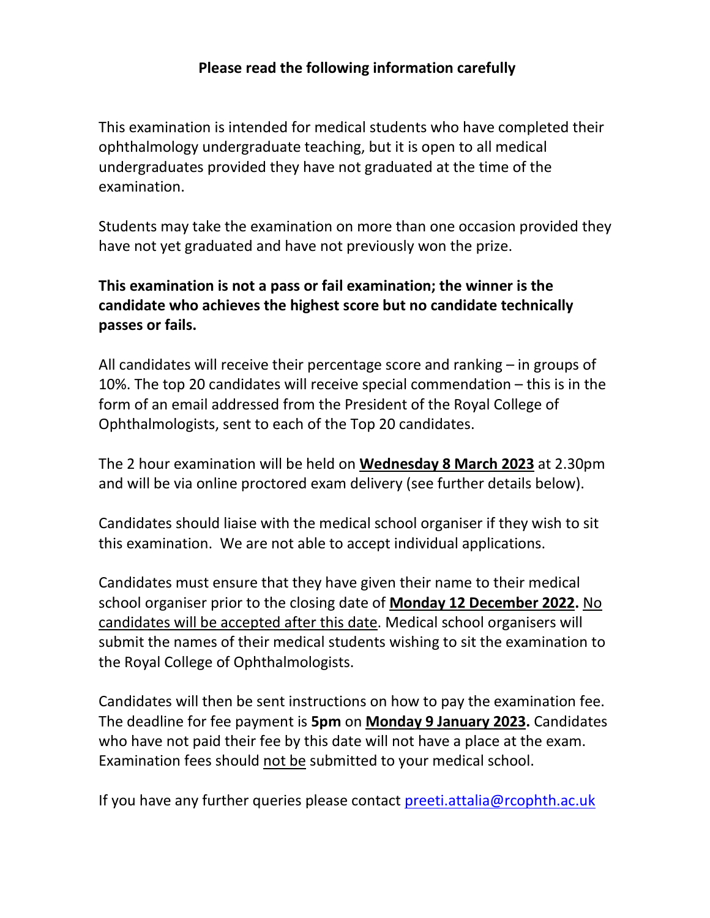**Please read the following information carefully**

This examination is intended for medical students who have completed their ophthalmology undergraduate teaching, but it is open to all medical undergraduates provided they have not graduated at the time of the examination.

Students may take the examination on more than one occasion provided they have not yet graduated and have not previously won the prize.

**This examination is not a pass or fail examination; the winner is the candidate who achieves the highest score but no candidate technically passes or fails.**

All candidates will receive their percentage score and ranking – in groups of 10%. The top 20 candidates will receive special commendation – this is in the form of an email addressed from the President of the Royal College of Ophthalmologists, sent to each of the Top 20 candidates.

The 2 hour examination will be held on **Wednesday 8 March 2023** at 2.30pm and will be via online proctored exam delivery (see further details below).

Candidates should liaise with the medical school organiser if they wish to sit this examination. We are not able to accept individual applications.

Candidates must ensure that they have given their name to their medical school organiser prior to the closing date of **Monday 12 December 2022.** No candidates will be accepted after this date. Medical school organisers will submit the names of their medical students wishing to sit the examination to the Royal College of Ophthalmologists.

Candidates will then be sent instructions on how to pay the examination fee. The deadline for fee payment is **5pm** on **Monday 9 January 2023.** Candidates who have not paid their fee by this date will not have a place at the exam. Examination fees should not be submitted to your medical school.

If you have any further queries please contact preeti.attalia@rcophth.ac.uk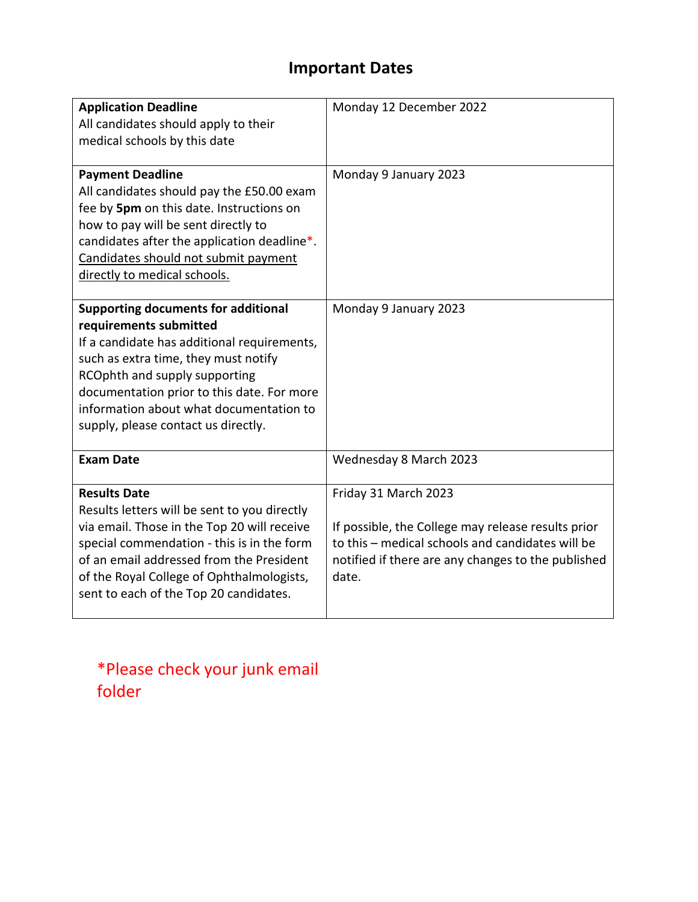# Important Dates

| | |
|---|---|
| **Application Deadline**<br>All candidates should apply to their medical schools by this date | Monday 12 December 2022 |
| **Payment Deadline**<br>All candidates should pay the £50.00 exam fee by **5pm** on this date. Instructions on how to pay will be sent directly to candidates after the application deadline*. Candidates should not submit payment directly to medical schools. | Monday 9 January 2023 |
| **Supporting documents for additional requirements submitted**<br>If a candidate has additional requirements, such as extra time, they must notify RCOphth and supply supporting documentation prior to this date. For more information about what documentation to supply, please contact us directly. | Monday 9 January 2023 |
| **Exam Date** | Wednesday 8 March 2023 |
| **Results Date**<br>Results letters will be sent to you directly via email. Those in the Top 20 will receive special commendation - this is in the form of an email addressed from the President of the Royal College of Ophthalmologists, sent to each of the Top 20 candidates. | Friday 31 March 2023<br><br>If possible, the College may release results prior to this – medical schools and candidates will be notified if there are any changes to the published date. |

*Please check your junk email folder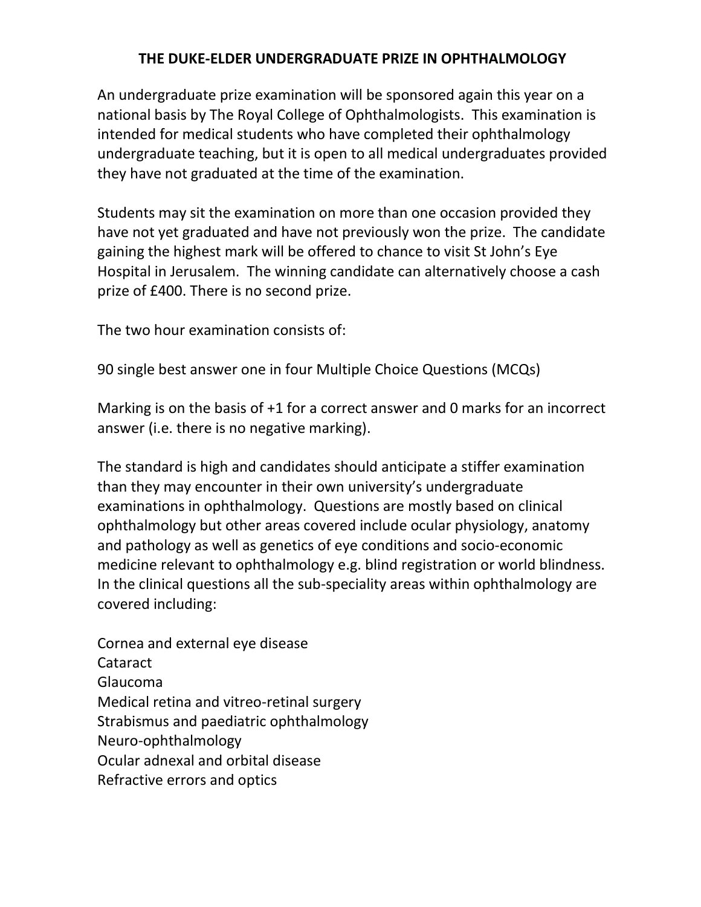# THE DUKE-ELDER UNDERGRADUATE PRIZE IN OPHTHALMOLOGY

An undergraduate prize examination will be sponsored again this year on a national basis by The Royal College of Ophthalmologists. This examination is intended for medical students who have completed their ophthalmology undergraduate teaching, but it is open to all medical undergraduates provided they have not graduated at the time of the examination.

Students may sit the examination on more than one occasion provided they have not yet graduated and have not previously won the prize. The candidate gaining the highest mark will be offered to chance to visit St John's Eye Hospital in Jerusalem. The winning candidate can alternatively choose a cash prize of £400. There is no second prize.

The two hour examination consists of:

90 single best answer one in four Multiple Choice Questions (MCQs)

Marking is on the basis of +1 for a correct answer and 0 marks for an incorrect answer (i.e. there is no negative marking).

The standard is high and candidates should anticipate a stiffer examination than they may encounter in their own university's undergraduate examinations in ophthalmology. Questions are mostly based on clinical ophthalmology but other areas covered include ocular physiology, anatomy and pathology as well as genetics of eye conditions and socio-economic medicine relevant to ophthalmology e.g. blind registration or world blindness. In the clinical questions all the sub-speciality areas within ophthalmology are covered including:

Cornea and external eye disease
Cataract
Glaucoma
Medical retina and vitreo-retinal surgery
Strabismus and paediatric ophthalmology
Neuro-ophthalmology
Ocular adnexal and orbital disease
Refractive errors and optics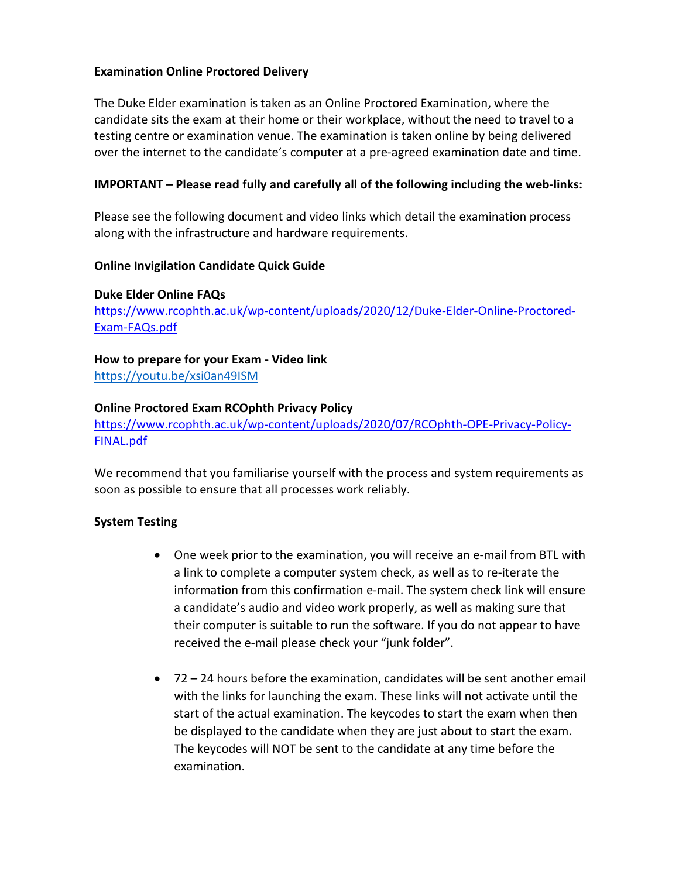**Examination Online Proctored Delivery**

The Duke Elder examination is taken as an Online Proctored Examination, where the candidate sits the exam at their home or their workplace, without the need to travel to a testing centre or examination venue. The examination is taken online by being delivered over the internet to the candidate's computer at a pre-agreed examination date and time.

**IMPORTANT – Please read fully and carefully all of the following including the web-links:**

Please see the following document and video links which detail the examination process along with the infrastructure and hardware requirements.

**Online Invigilation Candidate Quick Guide**

**Duke Elder Online FAQs**
https://www.rcophth.ac.uk/wp-content/uploads/2020/12/Duke-Elder-Online-Proctored-Exam-FAQs.pdf

**How to prepare for your Exam - Video link**
https://youtu.be/xsi0an49ISM

**Online Proctored Exam RCOphth Privacy Policy**
https://www.rcophth.ac.uk/wp-content/uploads/2020/07/RCOphth-OPE-Privacy-Policy-FINAL.pdf

We recommend that you familiarise yourself with the process and system requirements as soon as possible to ensure that all processes work reliably.

**System Testing**

- One week prior to the examination, you will receive an e-mail from BTL with a link to complete a computer system check, as well as to re-iterate the information from this confirmation e-mail. The system check link will ensure a candidate's audio and video work properly, as well as making sure that their computer is suitable to run the software. If you do not appear to have received the e-mail please check your "junk folder".

- 72 – 24 hours before the examination, candidates will be sent another email with the links for launching the exam. These links will not activate until the start of the actual examination. The keycodes to start the exam when then be displayed to the candidate when they are just about to start the exam. The keycodes will NOT be sent to the candidate at any time before the examination.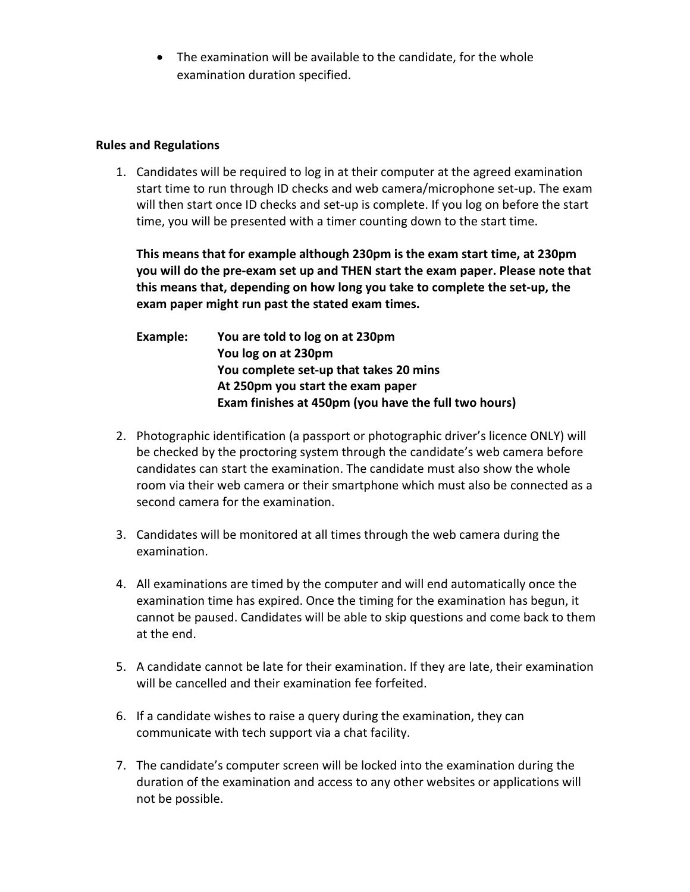- The examination will be available to the candidate, for the whole examination duration specified.

**Rules and Regulations**

1. Candidates will be required to log in at their computer at the agreed examination start time to run through ID checks and web camera/microphone set-up. The exam will then start once ID checks and set-up is complete. If you log on before the start time, you will be presented with a timer counting down to the start time.

   **This means that for example although 230pm is the exam start time, at 230pm you will do the pre-exam set up and THEN start the exam paper. Please note that this means that, depending on how long you take to complete the set-up, the exam paper might run past the stated exam times.**

   **Example:** **You are told to log on at 230pm**
   **You log on at 230pm**
   **You complete set-up that takes 20 mins**
   **At 250pm you start the exam paper**
   **Exam finishes at 450pm (you have the full two hours)**

2. Photographic identification (a passport or photographic driver's licence ONLY) will be checked by the proctoring system through the candidate's web camera before candidates can start the examination. The candidate must also show the whole room via their web camera or their smartphone which must also be connected as a second camera for the examination.

3. Candidates will be monitored at all times through the web camera during the examination.

4. All examinations are timed by the computer and will end automatically once the examination time has expired. Once the timing for the examination has begun, it cannot be paused. Candidates will be able to skip questions and come back to them at the end.

5. A candidate cannot be late for their examination. If they are late, their examination will be cancelled and their examination fee forfeited.

6. If a candidate wishes to raise a query during the examination, they can communicate with tech support via a chat facility.

7. The candidate's computer screen will be locked into the examination during the duration of the examination and access to any other websites or applications will not be possible.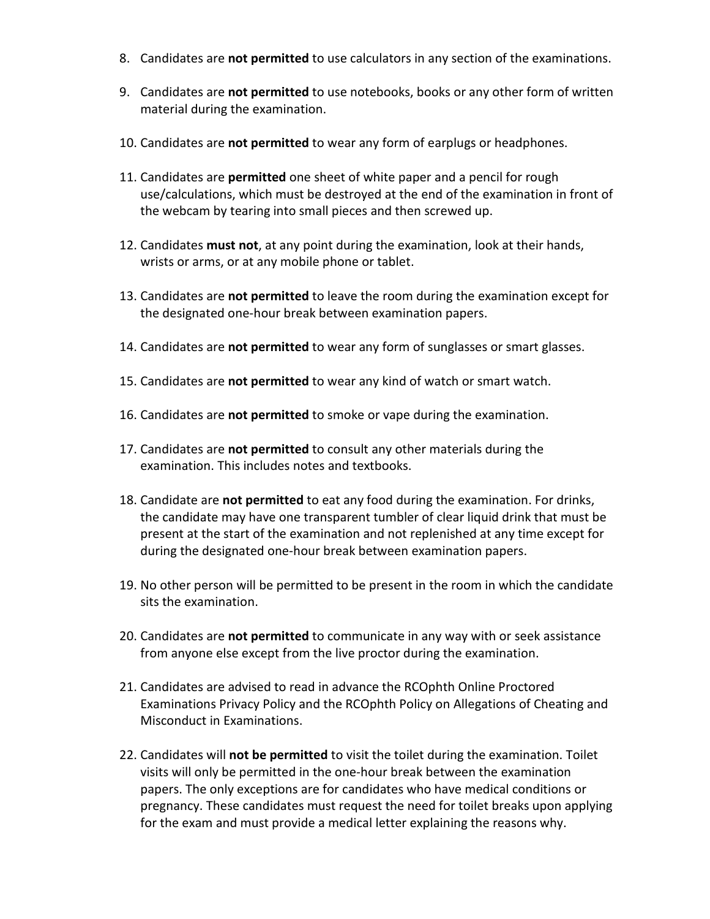8. Candidates are **not permitted** to use calculators in any section of the examinations.

9. Candidates are **not permitted** to use notebooks, books or any other form of written material during the examination.

10. Candidates are **not permitted** to wear any form of earplugs or headphones.

11. Candidates are **permitted** one sheet of white paper and a pencil for rough use/calculations, which must be destroyed at the end of the examination in front of the webcam by tearing into small pieces and then screwed up.

12. Candidates **must not**, at any point during the examination, look at their hands, wrists or arms, or at any mobile phone or tablet.

13. Candidates are **not permitted** to leave the room during the examination except for the designated one-hour break between examination papers.

14. Candidates are **not permitted** to wear any form of sunglasses or smart glasses.

15. Candidates are **not permitted** to wear any kind of watch or smart watch.

16. Candidates are **not permitted** to smoke or vape during the examination.

17. Candidates are **not permitted** to consult any other materials during the examination. This includes notes and textbooks.

18. Candidate are **not permitted** to eat any food during the examination. For drinks, the candidate may have one transparent tumbler of clear liquid drink that must be present at the start of the examination and not replenished at any time except for during the designated one-hour break between examination papers.

19. No other person will be permitted to be present in the room in which the candidate sits the examination.

20. Candidates are **not permitted** to communicate in any way with or seek assistance from anyone else except from the live proctor during the examination.

21. Candidates are advised to read in advance the RCOphth Online Proctored Examinations Privacy Policy and the RCOphth Policy on Allegations of Cheating and Misconduct in Examinations.

22. Candidates will **not be permitted** to visit the toilet during the examination. Toilet visits will only be permitted in the one-hour break between the examination papers. The only exceptions are for candidates who have medical conditions or pregnancy. These candidates must request the need for toilet breaks upon applying for the exam and must provide a medical letter explaining the reasons why.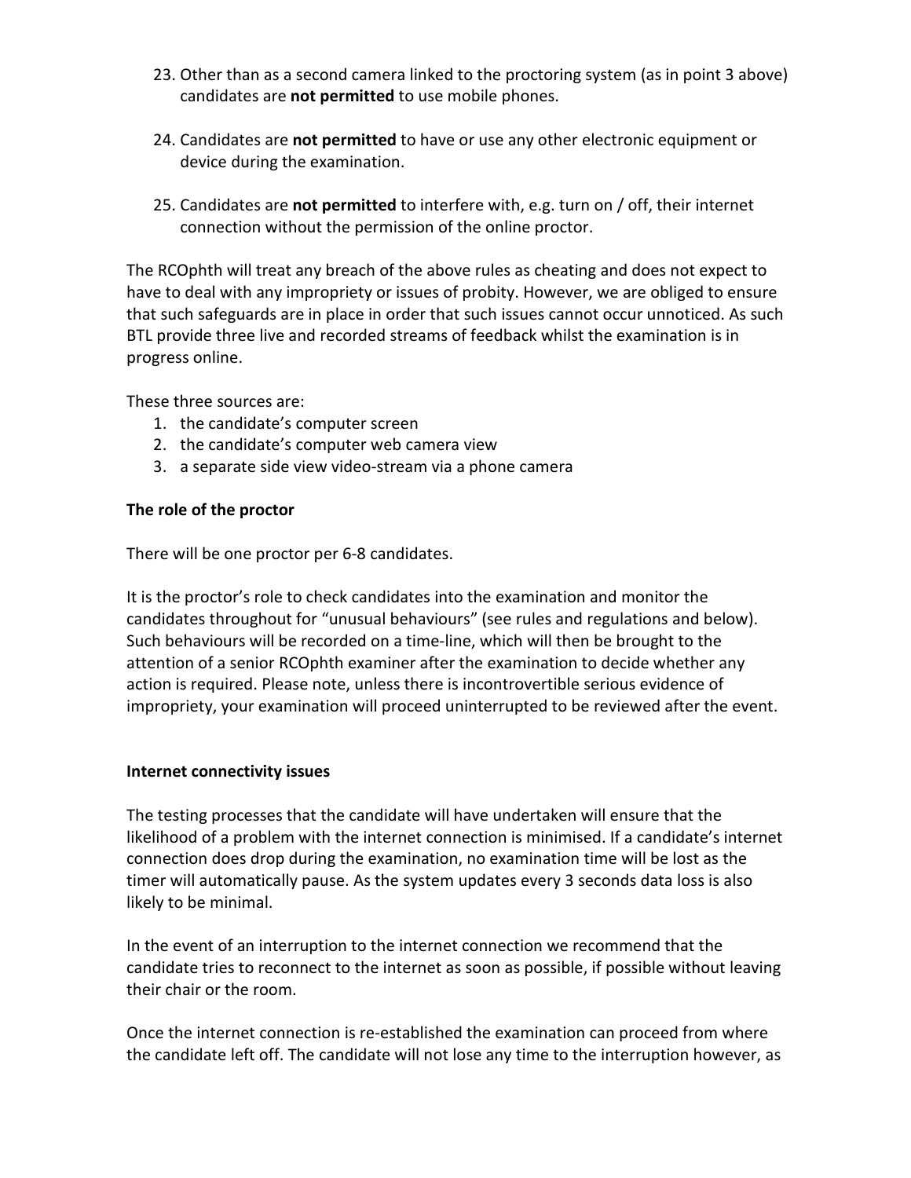23. Other than as a second camera linked to the proctoring system (as in point 3 above) candidates are **not permitted** to use mobile phones.

24. Candidates are **not permitted** to have or use any other electronic equipment or device during the examination.

25. Candidates are **not permitted** to interfere with, e.g. turn on / off, their internet connection without the permission of the online proctor.

The RCOphth will treat any breach of the above rules as cheating and does not expect to have to deal with any impropriety or issues of probity. However, we are obliged to ensure that such safeguards are in place in order that such issues cannot occur unnoticed. As such BTL provide three live and recorded streams of feedback whilst the examination is in progress online.

These three sources are:

1. the candidate's computer screen
2. the candidate's computer web camera view
3. a separate side view video-stream via a phone camera

**The role of the proctor**

There will be one proctor per 6-8 candidates.

It is the proctor's role to check candidates into the examination and monitor the candidates throughout for "unusual behaviours" (see rules and regulations and below). Such behaviours will be recorded on a time-line, which will then be brought to the attention of a senior RCOphth examiner after the examination to decide whether any action is required. Please note, unless there is incontrovertible serious evidence of impropriety, your examination will proceed uninterrupted to be reviewed after the event.

**Internet connectivity issues**

The testing processes that the candidate will have undertaken will ensure that the likelihood of a problem with the internet connection is minimised. If a candidate's internet connection does drop during the examination, no examination time will be lost as the timer will automatically pause. As the system updates every 3 seconds data loss is also likely to be minimal.

In the event of an interruption to the internet connection we recommend that the candidate tries to reconnect to the internet as soon as possible, if possible without leaving their chair or the room.

Once the internet connection is re-established the examination can proceed from where the candidate left off. The candidate will not lose any time to the interruption however, as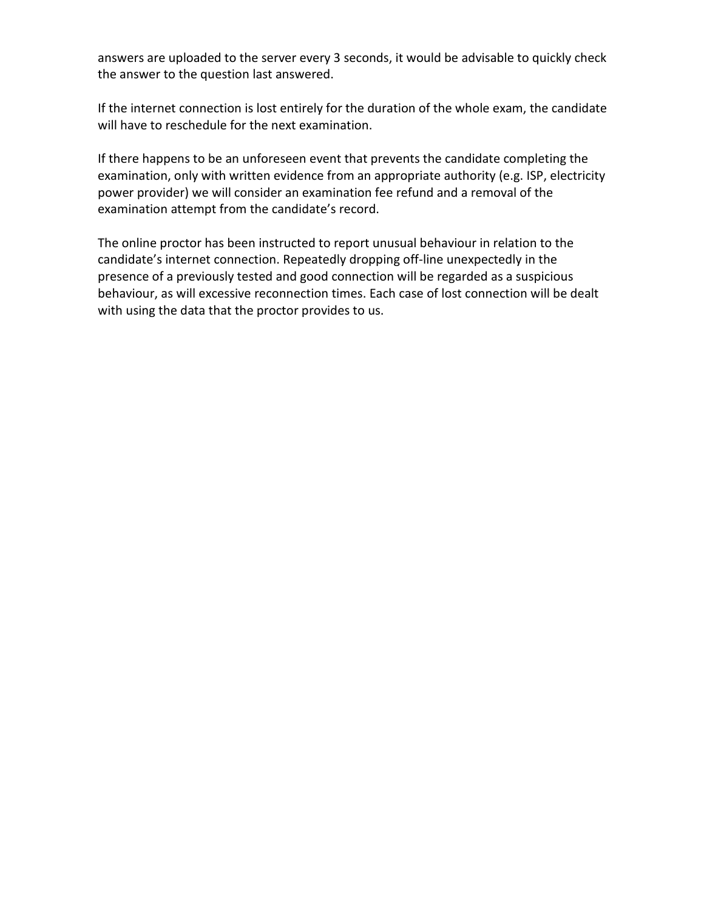answers are uploaded to the server every 3 seconds, it would be advisable to quickly check the answer to the question last answered.

If the internet connection is lost entirely for the duration of the whole exam, the candidate will have to reschedule for the next examination.

If there happens to be an unforeseen event that prevents the candidate completing the examination, only with written evidence from an appropriate authority (e.g. ISP, electricity power provider) we will consider an examination fee refund and a removal of the examination attempt from the candidate's record.

The online proctor has been instructed to report unusual behaviour in relation to the candidate's internet connection. Repeatedly dropping off-line unexpectedly in the presence of a previously tested and good connection will be regarded as a suspicious behaviour, as will excessive reconnection times. Each case of lost connection will be dealt with using the data that the proctor provides to us.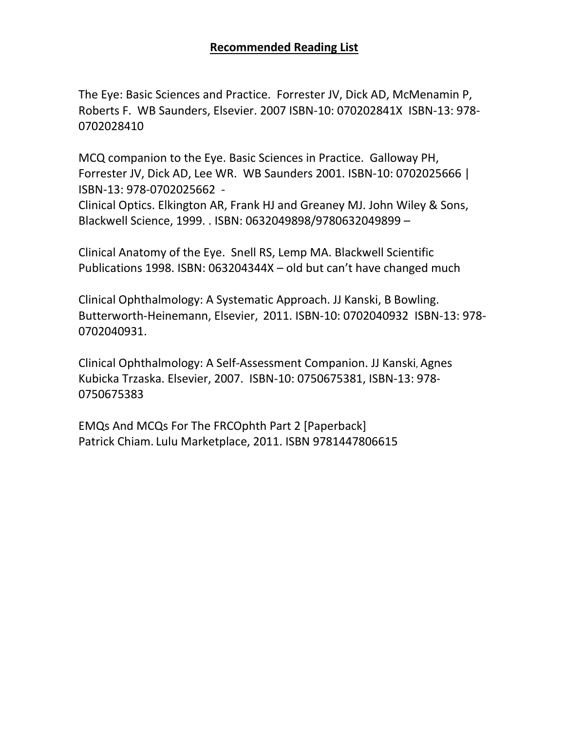**Recommended Reading List**

The Eye: Basic Sciences and Practice. Forrester JV, Dick AD, McMenamin P, Roberts F. WB Saunders, Elsevier. 2007 ISBN-10: 070202841X ISBN-13: 978-0702028410

MCQ companion to the Eye. Basic Sciences in Practice. Galloway PH, Forrester JV, Dick AD, Lee WR. WB Saunders 2001. ISBN-10: 0702025666 | ISBN-13: 978-0702025662 -
Clinical Optics. Elkington AR, Frank HJ and Greaney MJ. John Wiley & Sons, Blackwell Science, 1999. . ISBN: 0632049898/9780632049899 –

Clinical Anatomy of the Eye. Snell RS, Lemp MA. Blackwell Scientific Publications 1998. ISBN: 063204344X – old but can't have changed much

Clinical Ophthalmology: A Systematic Approach. JJ Kanski, B Bowling. Butterworth-Heinemann, Elsevier, 2011. ISBN-10: 0702040932 ISBN-13: 978-0702040931.

Clinical Ophthalmology: A Self-Assessment Companion. JJ Kanski, Agnes Kubicka Trzaska. Elsevier, 2007. ISBN-10: 0750675381, ISBN-13: 978-0750675383

EMQs And MCQs For The FRCOphth Part 2 [Paperback]
Patrick Chiam. Lulu Marketplace, 2011. ISBN 9781447806615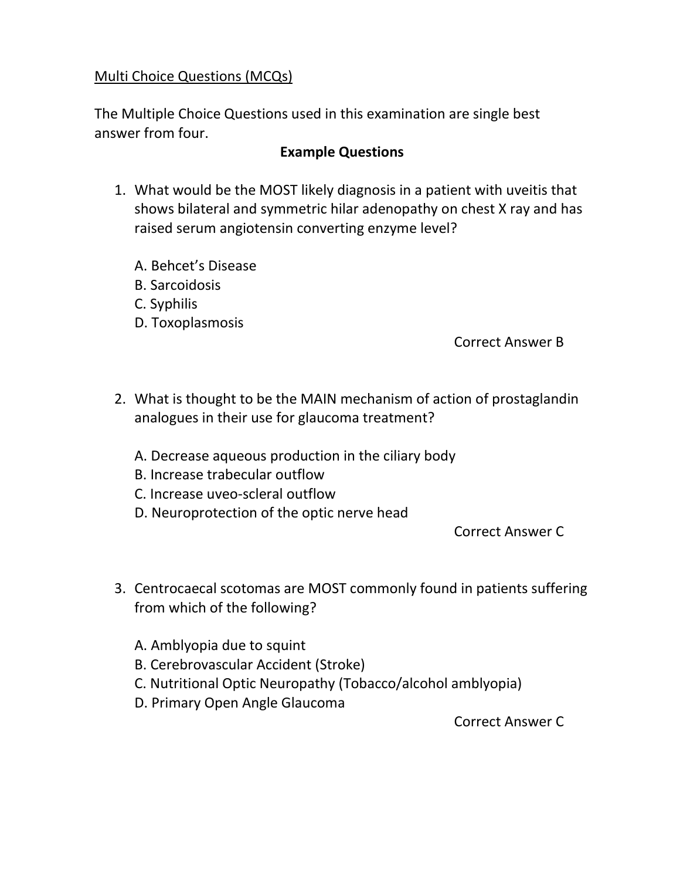Multi Choice Questions (MCQs)

The Multiple Choice Questions used in this examination are single best answer from four.

**Example Questions**

1. What would be the MOST likely diagnosis in a patient with uveitis that shows bilateral and symmetric hilar adenopathy on chest X ray and has raised serum angiotensin converting enzyme level?

   A. Behcet's Disease
   B. Sarcoidosis
   C. Syphilis
   D. Toxoplasmosis

   Correct Answer B

2. What is thought to be the MAIN mechanism of action of prostaglandin analogues in their use for glaucoma treatment?

   A. Decrease aqueous production in the ciliary body
   B. Increase trabecular outflow
   C. Increase uveo-scleral outflow
   D. Neuroprotection of the optic nerve head

   Correct Answer C

3. Centrocaecal scotomas are MOST commonly found in patients suffering from which of the following?

   A. Amblyopia due to squint
   B. Cerebrovascular Accident (Stroke)
   C. Nutritional Optic Neuropathy (Tobacco/alcohol amblyopia)
   D. Primary Open Angle Glaucoma

   Correct Answer C